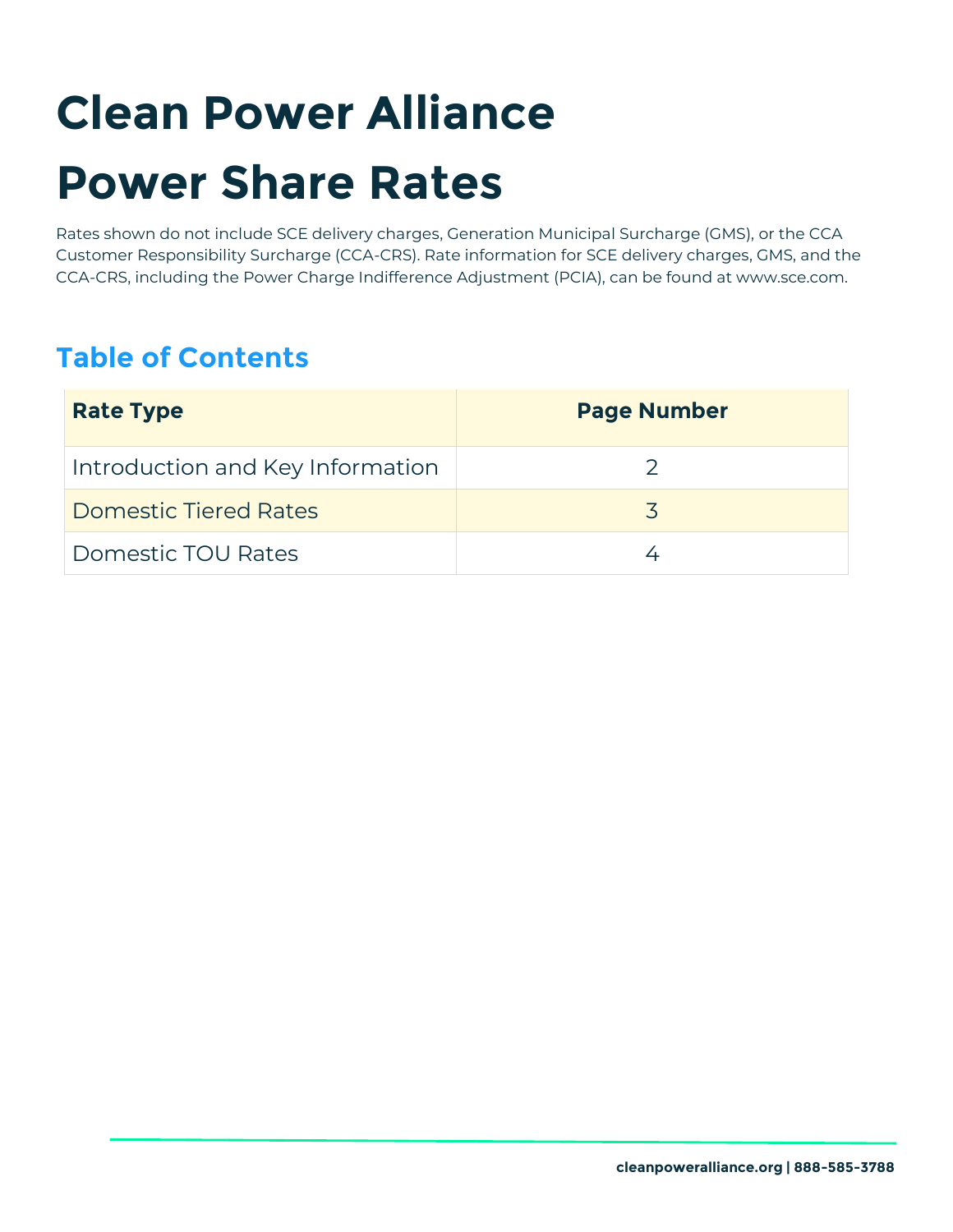# Clean Power Alliance Power Share Rates

Rates shown do not include SCE delivery charges, Generation Municipal Surcharge (GMS), or the CCA Customer Responsibility Surcharge (CCA-CRS). Rate information for SCE delivery charges, GMS, and the CCA-CRS, including the Power Charge Indifference Adjustment (PCIA), can be found at www.sce.com.

## Table of Contents

| Rate Type | Page Number |
|---|---|
| Introduction and Key Information | 2 |
| Domestic Tiered Rates | 3 |
| Domestic TOU Rates | 4 |

cleanpoweralliance.org | 888-585-3788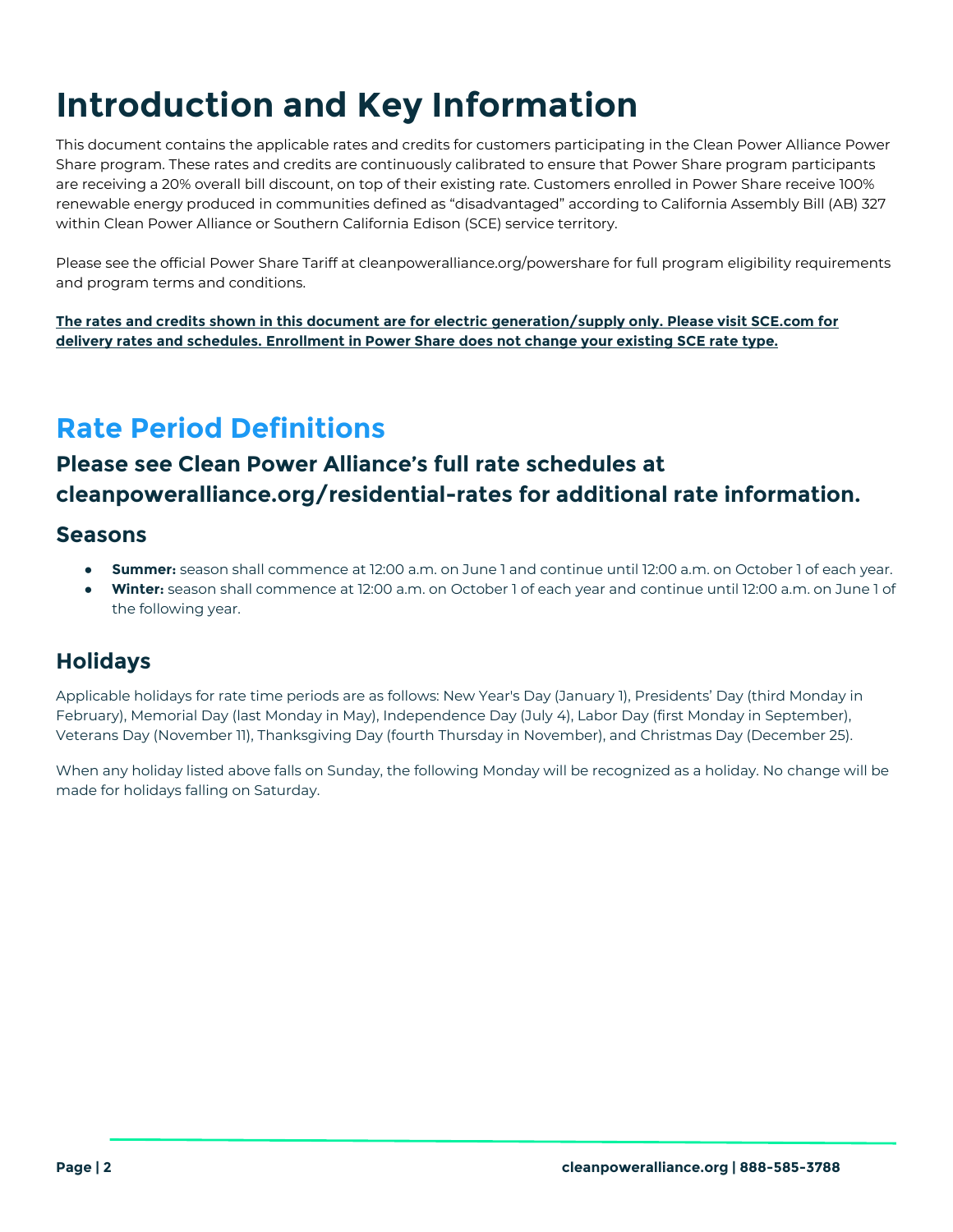# Introduction and Key Information

This document contains the applicable rates and credits for customers participating in the Clean Power Alliance Power Share program. These rates and credits are continuously calibrated to ensure that Power Share program participants are receiving a 20% overall bill discount, on top of their existing rate. Customers enrolled in Power Share receive 100% renewable energy produced in communities defined as "disadvantaged" according to California Assembly Bill (AB) 327 within Clean Power Alliance or Southern California Edison (SCE) service territory.

Please see the official Power Share Tariff at cleanpoweralliance.org/powershare for full program eligibility requirements and program terms and conditions.

**The rates and credits shown in this document are for electric generation/supply only. Please visit SCE.com for delivery rates and schedules. Enrollment in Power Share does not change your existing SCE rate type.**

## Rate Period Definitions

### Please see Clean Power Alliance's full rate schedules at cleanpoweralliance.org/residential-rates for additional rate information.

### Seasons

- **Summer:** season shall commence at 12:00 a.m. on June 1 and continue until 12:00 a.m. on October 1 of each year.
- **Winter:** season shall commence at 12:00 a.m. on October 1 of each year and continue until 12:00 a.m. on June 1 of the following year.

### Holidays

Applicable holidays for rate time periods are as follows: New Year's Day (January 1), Presidents' Day (third Monday in February), Memorial Day (last Monday in May), Independence Day (July 4), Labor Day (first Monday in September), Veterans Day (November 11), Thanksgiving Day (fourth Thursday in November), and Christmas Day (December 25).

When any holiday listed above falls on Sunday, the following Monday will be recognized as a holiday. No change will be made for holidays falling on Saturday.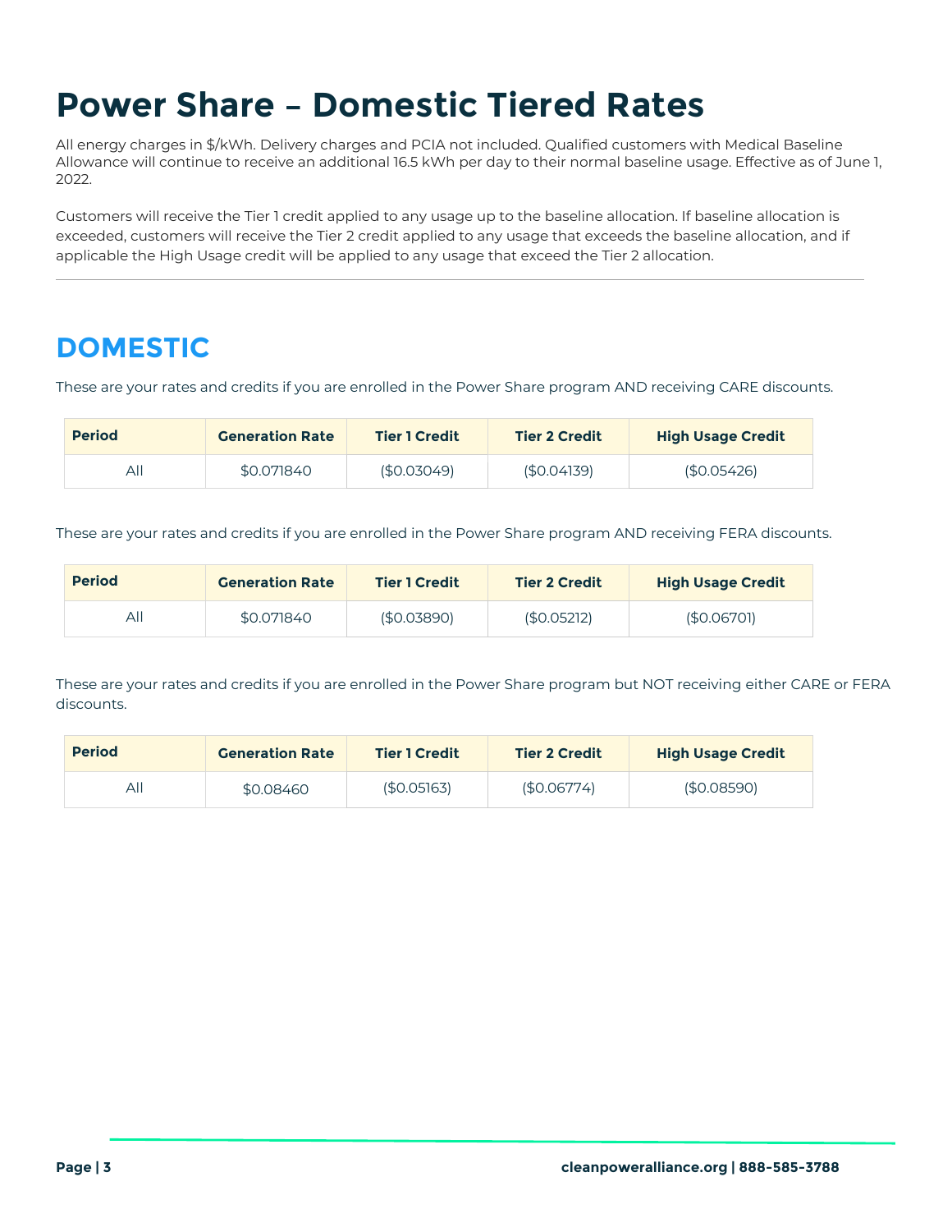# Power Share – Domestic Tiered Rates

All energy charges in $/kWh. Delivery charges and PCIA not included. Qualified customers with Medical Baseline Allowance will continue to receive an additional 16.5 kWh per day to their normal baseline usage. Effective as of June 1, 2022.

Customers will receive the Tier 1 credit applied to any usage up to the baseline allocation. If baseline allocation is exceeded, customers will receive the Tier 2 credit applied to any usage that exceeds the baseline allocation, and if applicable the High Usage credit will be applied to any usage that exceed the Tier 2 allocation.

---

## DOMESTIC

These are your rates and credits if you are enrolled in the Power Share program AND receiving CARE discounts.

| Period | Generation Rate | Tier 1 Credit | Tier 2 Credit | High Usage Credit |
|---|---|---|---|---|
| All | $0.071840 | ($0.03049) | ($0.04139) | ($0.05426) |

These are your rates and credits if you are enrolled in the Power Share program AND receiving FERA discounts.

| Period | Generation Rate | Tier 1 Credit | Tier 2 Credit | High Usage Credit |
|---|---|---|---|---|
| All | $0.071840 | ($0.03890) | ($0.05212) | ($0.06701) |

These are your rates and credits if you are enrolled in the Power Share program but NOT receiving either CARE or FERA discounts.

| Period | Generation Rate | Tier 1 Credit | Tier 2 Credit | High Usage Credit |
|---|---|---|---|---|
| All | $0.08460 | ($0.05163) | ($0.06774) | ($0.08590) |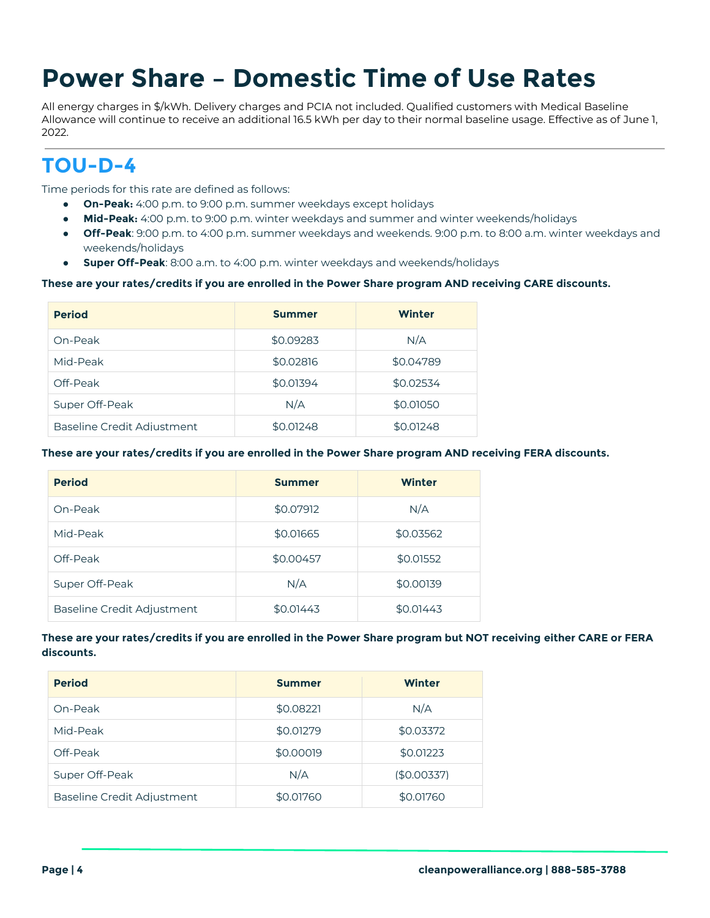# Power Share – Domestic Time of Use Rates

All energy charges in $/kWh. Delivery charges and PCIA not included. Qualified customers with Medical Baseline Allowance will continue to receive an additional 16.5 kWh per day to their normal baseline usage. Effective as of June 1, 2022.

## TOU-D-4

Time periods for this rate are defined as follows:

- **On-Peak:** 4:00 p.m. to 9:00 p.m. summer weekdays except holidays
- **Mid-Peak:** 4:00 p.m. to 9:00 p.m. winter weekdays and summer and winter weekends/holidays
- **Off-Peak**: 9:00 p.m. to 4:00 p.m. summer weekdays and weekends. 9:00 p.m. to 8:00 a.m. winter weekdays and weekends/holidays
- **Super Off-Peak**: 8:00 a.m. to 4:00 p.m. winter weekdays and weekends/holidays

**These are your rates/credits if you are enrolled in the Power Share program AND receiving CARE discounts.**

| Period | Summer | Winter |
|---|---|---|
| On-Peak | $0.09283 | N/A |
| Mid-Peak | $0.02816 | $0.04789 |
| Off-Peak | $0.01394 | $0.02534 |
| Super Off-Peak | N/A | $0.01050 |
| Baseline Credit Adjustment | $0.01248 | $0.01248 |

**These are your rates/credits if you are enrolled in the Power Share program AND receiving FERA discounts.**

| Period | Summer | Winter |
|---|---|---|
| On-Peak | $0.07912 | N/A |
| Mid-Peak | $0.01665 | $0.03562 |
| Off-Peak | $0.00457 | $0.01552 |
| Super Off-Peak | N/A | $0.00139 |
| Baseline Credit Adjustment | $0.01443 | $0.01443 |

**These are your rates/credits if you are enrolled in the Power Share program but NOT receiving either CARE or FERA discounts.**

| Period | Summer | Winter |
|---|---|---|
| On-Peak | $0.08221 | N/A |
| Mid-Peak | $0.01279 | $0.03372 |
| Off-Peak | $0.00019 | $0.01223 |
| Super Off-Peak | N/A | ($0.00337) |
| Baseline Credit Adjustment | $0.01760 | $0.01760 |

cleanpoweralliance.org | 888-585-3788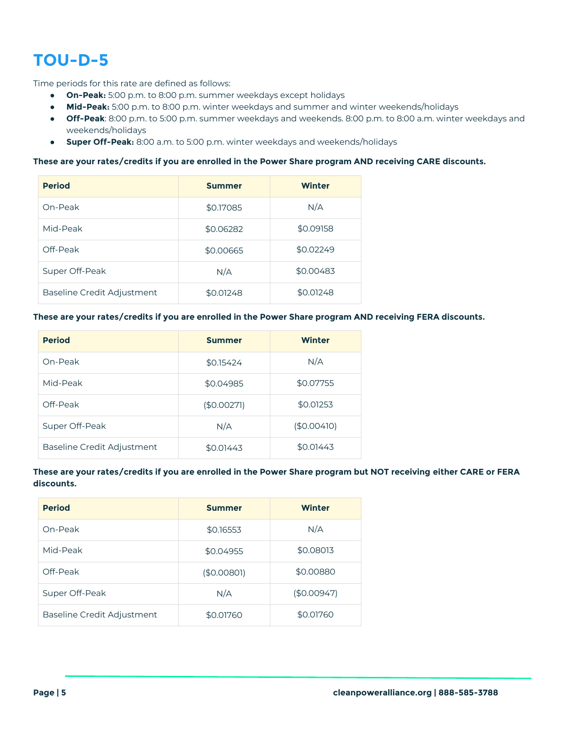# TOU-D-5

Time periods for this rate are defined as follows:

- **On-Peak:** 5:00 p.m. to 8:00 p.m. summer weekdays except holidays
- **Mid-Peak:** 5:00 p.m. to 8:00 p.m. winter weekdays and summer and winter weekends/holidays
- **Off-Peak**: 8:00 p.m. to 5:00 p.m. summer weekdays and weekends. 8:00 p.m. to 8:00 a.m. winter weekdays and weekends/holidays
- **Super Off-Peak:** 8:00 a.m. to 5:00 p.m. winter weekdays and weekends/holidays

**These are your rates/credits if you are enrolled in the Power Share program AND receiving CARE discounts.**

| Period | Summer | Winter |
|---|---|---|
| On-Peak | $0.17085 | N/A |
| Mid-Peak | $0.06282 | $0.09158 |
| Off-Peak | $0.00665 | $0.02249 |
| Super Off-Peak | N/A | $0.00483 |
| Baseline Credit Adjustment | $0.01248 | $0.01248 |

**These are your rates/credits if you are enrolled in the Power Share program AND receiving FERA discounts.**

| Period | Summer | Winter |
|---|---|---|
| On-Peak | $0.15424 | N/A |
| Mid-Peak | $0.04985 | $0.07755 |
| Off-Peak | ($0.00271) | $0.01253 |
| Super Off-Peak | N/A | ($0.00410) |
| Baseline Credit Adjustment | $0.01443 | $0.01443 |

**These are your rates/credits if you are enrolled in the Power Share program but NOT receiving either CARE or FERA discounts.**

| Period | Summer | Winter |
|---|---|---|
| On-Peak | $0.16553 | N/A |
| Mid-Peak | $0.04955 | $0.08013 |
| Off-Peak | ($0.00801) | $0.00880 |
| Super Off-Peak | N/A | ($0.00947) |
| Baseline Credit Adjustment | $0.01760 | $0.01760 |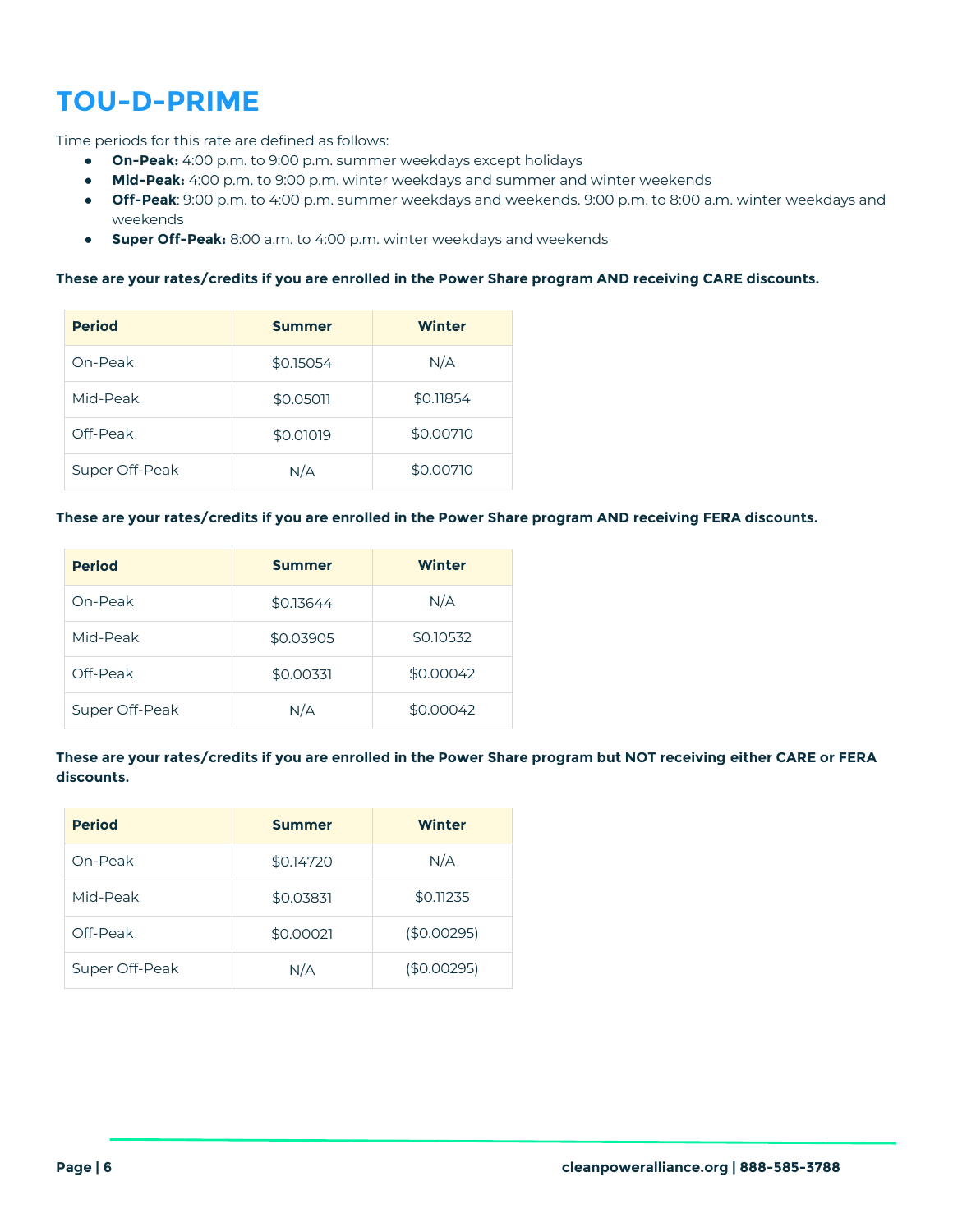# TOU-D-PRIME

Time periods for this rate are defined as follows:

- **On-Peak:** 4:00 p.m. to 9:00 p.m. summer weekdays except holidays
- **Mid-Peak:** 4:00 p.m. to 9:00 p.m. winter weekdays and summer and winter weekends
- **Off-Peak**: 9:00 p.m. to 4:00 p.m. summer weekdays and weekends. 9:00 p.m. to 8:00 a.m. winter weekdays and weekends
- **Super Off-Peak:** 8:00 a.m. to 4:00 p.m. winter weekdays and weekends

**These are your rates/credits if you are enrolled in the Power Share program AND receiving CARE discounts.**

| Period | Summer | Winter |
|---|---|---|
| On-Peak | $0.15054 | N/A |
| Mid-Peak | $0.05011 | $0.11854 |
| Off-Peak | $0.01019 | $0.00710 |
| Super Off-Peak | N/A | $0.00710 |

**These are your rates/credits if you are enrolled in the Power Share program AND receiving FERA discounts.**

| Period | Summer | Winter |
|---|---|---|
| On-Peak | $0.13644 | N/A |
| Mid-Peak | $0.03905 | $0.10532 |
| Off-Peak | $0.00331 | $0.00042 |
| Super Off-Peak | N/A | $0.00042 |

**These are your rates/credits if you are enrolled in the Power Share program but NOT receiving either CARE or FERA discounts.**

| Period | Summer | Winter |
|---|---|---|
| On-Peak | $0.14720 | N/A |
| Mid-Peak | $0.03831 | $0.11235 |
| Off-Peak | $0.00021 | ($0.00295) |
| Super Off-Peak | N/A | ($0.00295) |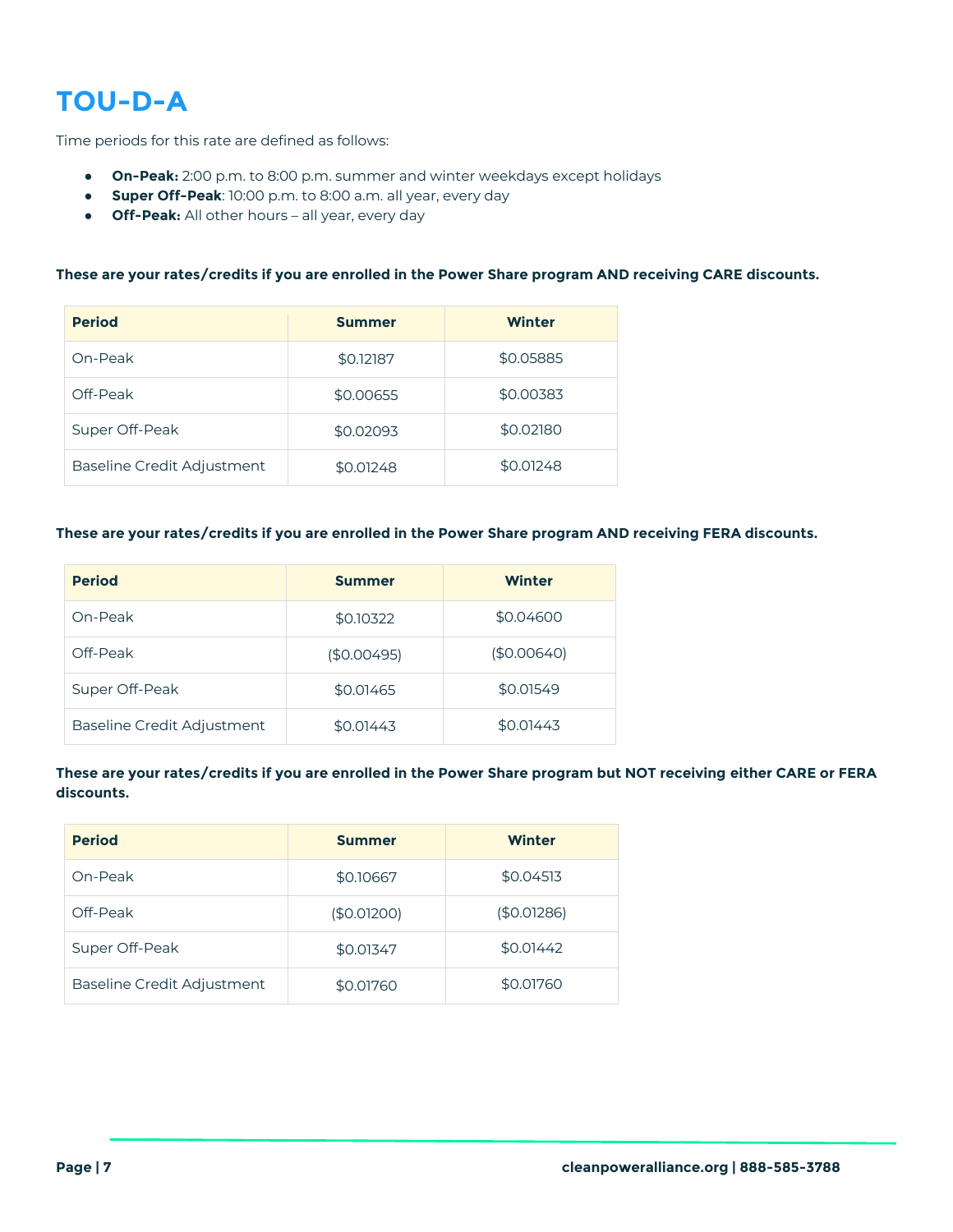# TOU-D-A

Time periods for this rate are defined as follows:

- **On-Peak:** 2:00 p.m. to 8:00 p.m. summer and winter weekdays except holidays
- **Super Off-Peak**: 10:00 p.m. to 8:00 a.m. all year, every day
- **Off-Peak:** All other hours – all year, every day

**These are your rates/credits if you are enrolled in the Power Share program AND receiving CARE discounts.**

| Period | Summer | Winter |
| --- | --- | --- |
| On-Peak | $0.12187 | $0.05885 |
| Off-Peak | $0.00655 | $0.00383 |
| Super Off-Peak | $0.02093 | $0.02180 |
| Baseline Credit Adjustment | $0.01248 | $0.01248 |

**These are your rates/credits if you are enrolled in the Power Share program AND receiving FERA discounts.**

| Period | Summer | Winter |
| --- | --- | --- |
| On-Peak | $0.10322 | $0.04600 |
| Off-Peak | ($0.00495) | ($0.00640) |
| Super Off-Peak | $0.01465 | $0.01549 |
| Baseline Credit Adjustment | $0.01443 | $0.01443 |

**These are your rates/credits if you are enrolled in the Power Share program but NOT receiving either CARE or FERA discounts.**

| Period | Summer | Winter |
| --- | --- | --- |
| On-Peak | $0.10667 | $0.04513 |
| Off-Peak | ($0.01200) | ($0.01286) |
| Super Off-Peak | $0.01347 | $0.01442 |
| Baseline Credit Adjustment | $0.01760 | $0.01760 |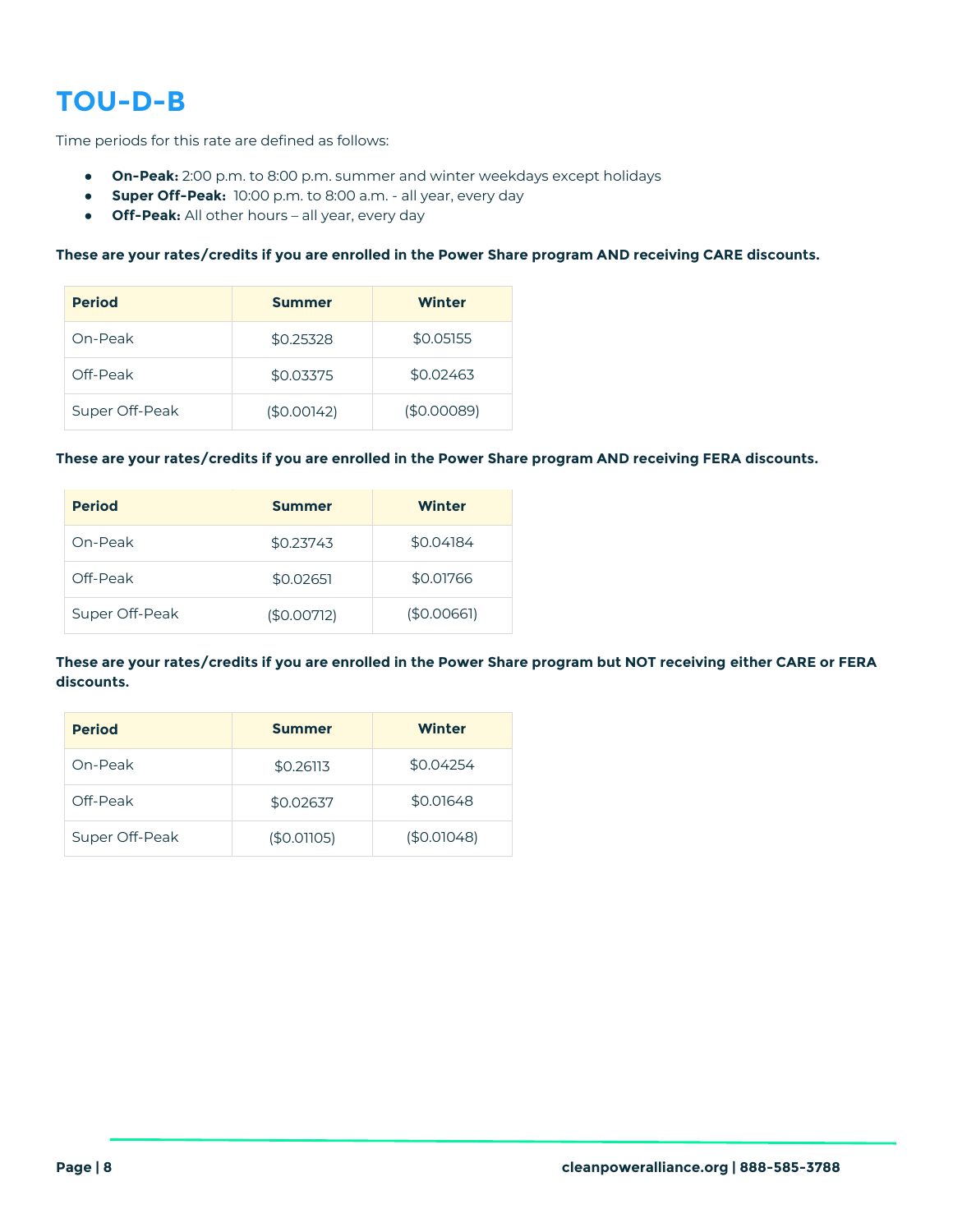# TOU-D-B

Time periods for this rate are defined as follows:

- **On-Peak:** 2:00 p.m. to 8:00 p.m. summer and winter weekdays except holidays
- **Super Off-Peak:** 10:00 p.m. to 8:00 a.m. - all year, every day
- **Off-Peak:** All other hours – all year, every day

**These are your rates/credits if you are enrolled in the Power Share program AND receiving CARE discounts.**

| Period | Summer | Winter |
|---|---|---|
| On-Peak | $0.25328 | $0.05155 |
| Off-Peak | $0.03375 | $0.02463 |
| Super Off-Peak | ($0.00142) | ($0.00089) |

**These are your rates/credits if you are enrolled in the Power Share program AND receiving FERA discounts.**

| Period | Summer | Winter |
|---|---|---|
| On-Peak | $0.23743 | $0.04184 |
| Off-Peak | $0.02651 | $0.01766 |
| Super Off-Peak | ($0.00712) | ($0.00661) |

**These are your rates/credits if you are enrolled in the Power Share program but NOT receiving either CARE or FERA discounts.**

| Period | Summer | Winter |
|---|---|---|
| On-Peak | $0.26113 | $0.04254 |
| Off-Peak | $0.02637 | $0.01648 |
| Super Off-Peak | ($0.01105) | ($0.01048) |

cleanpoweralliance.org | 888-585-3788